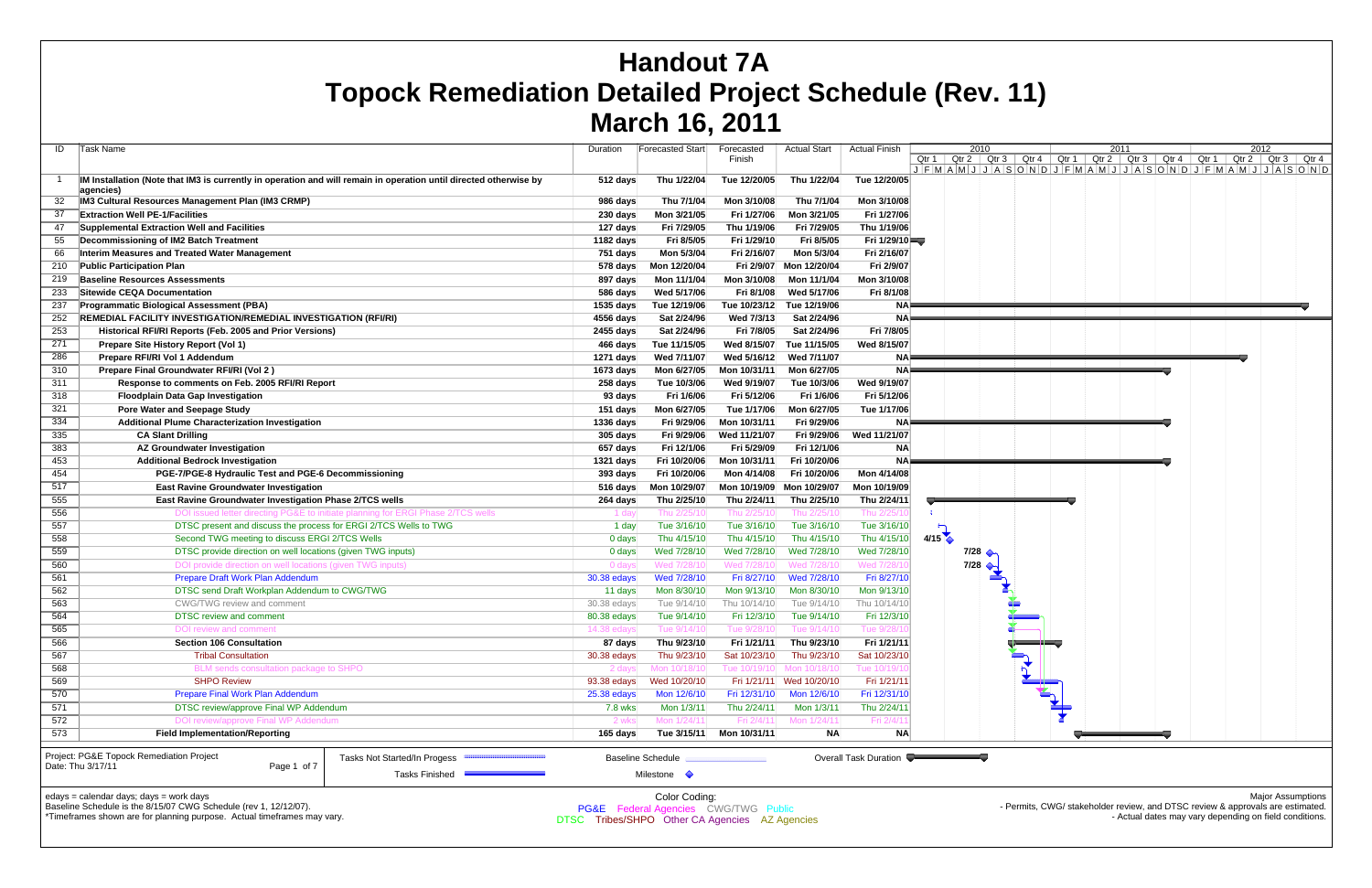# Handout 7A

# Topock Remediation Detailed Project Schedule (Rev. 11)

# March 16, 2011

| ID | Task Name | Duration | Forecasted Start | Forecasted Finish | Actual Start | Actual Finish |
|---|---|---|---|---|---|---|
| 1 | **IM Installation (Note that IM3 is currently in operation and will remain in operation until directed otherwise by agencies)** | 512 days | Thu 1/22/04 | Tue 12/20/05 | Thu 1/22/04 | Tue 12/20/05 |
| 32 | **IM3 Cultural Resources Management Plan (IM3 CRMP)** | 986 days | Thu 7/1/04 | Mon 3/10/08 | Thu 7/1/04 | Mon 3/10/08 |
| 37 | **Extraction Well PE-1/Facilities** | 230 days | Mon 3/21/05 | Fri 1/27/06 | Mon 3/21/05 | Fri 1/27/06 |
| 47 | **Supplemental Extraction Well and Facilities** | 127 days | Fri 7/29/05 | Thu 1/19/06 | Fri 7/29/05 | Thu 1/19/06 |
| 55 | **Decommissioning of IM2 Batch Treatment** | 1182 days | Fri 8/5/05 | Fri 1/29/10 | Fri 8/5/05 | Fri 1/29/10 |
| 66 | **Interim Measures and Treated Water Management** | 751 days | Mon 5/3/04 | Fri 2/16/07 | Mon 5/3/04 | Fri 2/16/07 |
| 210 | **Public Participation Plan** | 578 days | Mon 12/20/04 | Fri 2/9/07 | Mon 12/20/04 | Fri 2/9/07 |
| 219 | **Baseline Resources Assessments** | 897 days | Mon 11/1/04 | Mon 3/10/08 | Mon 11/1/04 | Mon 3/10/08 |
| 233 | **Sitewide CEQA Documentation** | 586 days | Wed 5/17/06 | Fri 8/1/08 | Wed 5/17/06 | Fri 8/1/08 |
| 237 | **Programmatic Biological Assessment (PBA)** | 1535 days | Tue 12/19/06 | Tue 10/23/12 | Tue 12/19/06 | NA |
| 252 | **REMEDIAL FACILITY INVESTIGATION/REMEDIAL INVESTIGATION (RFI/RI)** | 4556 days | Sat 2/24/96 | Wed 7/3/13 | Sat 2/24/96 | NA |
| 253 | **Historical RFI/RI Reports (Feb. 2005 and Prior Versions)** | 2455 days | Sat 2/24/96 | Fri 7/8/05 | Sat 2/24/96 | Fri 7/8/05 |
| 271 | **Prepare Site History Report (Vol 1)** | 466 days | Tue 11/15/05 | Wed 8/15/07 | Tue 11/15/05 | Wed 8/15/07 |
| 286 | **Prepare RFI/RI Vol 1 Addendum** | 1271 days | Wed 7/11/07 | Wed 5/16/12 | Wed 7/11/07 | NA |
| 310 | **Prepare Final Groundwater RFI/RI (Vol 2 )** | 1673 days | Mon 6/27/05 | Mon 10/31/11 | Mon 6/27/05 | NA |
| 311 | **Response to comments on Feb. 2005 RFI/RI Report** | 258 days | Tue 10/3/06 | Wed 9/19/07 | Tue 10/3/06 | Wed 9/19/07 |
| 318 | **Floodplain Data Gap Investigation** | 93 days | Fri 1/6/06 | Fri 5/12/06 | Fri 1/6/06 | Fri 5/12/06 |
| 321 | **Pore Water and Seepage Study** | 151 days | Mon 6/27/05 | Tue 1/17/06 | Mon 6/27/05 | Tue 1/17/06 |
| 334 | **Additional Plume Characterization Investigation** | 1336 days | Fri 9/29/06 | Mon 10/31/11 | Fri 9/29/06 | NA |
| 335 | **CA Slant Drilling** | 305 days | Fri 9/29/06 | Wed 11/21/07 | Fri 9/29/06 | Wed 11/21/07 |
| 383 | **AZ Groundwater Investigation** | 657 days | Fri 12/1/06 | Fri 5/29/09 | Fri 12/1/06 | NA |
| 453 | **Additional Bedrock Investigation** | 1321 days | Fri 10/20/06 | Mon 10/31/11 | Fri 10/20/06 | NA |
| 454 | **PGE-7/PGE-8 Hydraulic Test and PGE-6 Decommissioning** | 393 days | Fri 10/20/06 | Mon 4/14/08 | Fri 10/20/06 | Mon 4/14/08 |
| 517 | **East Ravine Groundwater Investigation** | 516 days | Mon 10/29/07 | Mon 10/19/09 | Mon 10/29/07 | Mon 10/19/09 |
| 555 | **East Ravine Groundwater Investigation Phase 2/TCS wells** | 264 days | Thu 2/25/10 | Thu 2/24/11 | Thu 2/25/10 | Thu 2/24/11 |
| 556 | DOI issued letter directing PG&E to initiate planning for ERGI Phase 2/TCS wells | 1 day | Thu 2/25/10 | Thu 2/25/10 | Thu 2/25/10 | Thu 2/25/10 |
| 557 | DTSC present and discuss the process for ERGI 2/TCS Wells to TWG | 1 day | Tue 3/16/10 | Tue 3/16/10 | Tue 3/16/10 | Tue 3/16/10 |
| 558 | Second TWG meeting to discuss ERGI 2/TCS Wells | 0 days | Thu 4/15/10 | Thu 4/15/10 | Thu 4/15/10 | Thu 4/15/10 |
| 559 | DTSC provide direction on well locations (given TWG inputs) | 0 days | Wed 7/28/10 | Wed 7/28/10 | Wed 7/28/10 | Wed 7/28/10 |
| 560 | DOI provide direction on well locations (given TWG inputs) | 0 days | Wed 7/28/10 | Wed 7/28/10 | Wed 7/28/10 | Wed 7/28/10 |
| 561 | Prepare Draft Work Plan Addendum | 30.38 edays | Wed 7/28/10 | Fri 8/27/10 | Wed 7/28/10 | Fri 8/27/10 |
| 562 | DTSC send Draft Workplan Addendum to CWG/TWG | 11 days | Mon 8/30/10 | Mon 9/13/10 | Mon 8/30/10 | Mon 9/13/10 |
| 563 | CWG/TWG review and comment | 30.38 edays | Tue 9/14/10 | Thu 10/14/10 | Tue 9/14/10 | Thu 10/14/10 |
| 564 | DTSC review and comment | 80.38 edays | Tue 9/14/10 | Fri 12/3/10 | Tue 9/14/10 | Fri 12/3/10 |
| 565 | DOI review and comment | 14.38 edays | Tue 9/14/10 | Tue 9/28/10 | Tue 9/14/10 | Tue 9/28/10 |
| 566 | **Section 106 Consultation** | 87 days | Thu 9/23/10 | Fri 1/21/11 | Thu 9/23/10 | Fri 1/21/11 |
| 567 | Tribal Consultation | 30.38 edays | Thu 9/23/10 | Sat 10/23/10 | Thu 9/23/10 | Sat 10/23/10 |
| 568 | BLM sends consultation package to SHPO | 2 days | Mon 10/18/10 | Tue 10/19/10 | Mon 10/18/10 | Tue 10/19/10 |
| 569 | SHPO Review | 93.38 edays | Wed 10/20/10 | Fri 1/21/11 | Wed 10/20/10 | Fri 1/21/11 |
| 570 | Prepare Final Work Plan Addendum | 25.38 edays | Mon 12/6/10 | Fri 12/31/10 | Mon 12/6/10 | Fri 12/31/10 |
| 571 | DTSC review/approve Final WP Addendum | 7.8 wks | Mon 1/3/11 | Thu 2/24/11 | Mon 1/3/11 | Thu 2/24/11 |
| 572 | DOI review/approve Final WP Addendum | 2 wks | Mon 1/24/11 | Fri 2/4/11 | Mon 1/24/11 | Fri 2/4/11 |
| 573 | **Field Implementation/Reporting** | 165 days | Tue 3/15/11 | Mon 10/31/11 | NA | NA |

Project: PG&E Topock Remediation Project
Date: Thu 3/17/11

Legend: Tasks Not Started/In Progess; Tasks Finished; Baseline Schedule; Milestone; Overall Task Duration

edays = calendar days; days = work days
Baseline Schedule is the 8/15/07 CWG Schedule (rev 1, 12/12/07).
*Timeframes shown are for planning purpose. Actual timeframes may vary.

Color Coding:
PG&E Federal Agencies CWG/TWG Public
DTSC Tribes/SHPO Other CA Agencies AZ Agencies

Major Assumptions
- Permits, CWG/ stakeholder review, and DTSC review & approvals are estimated.
- Actual dates may vary depending on field conditions.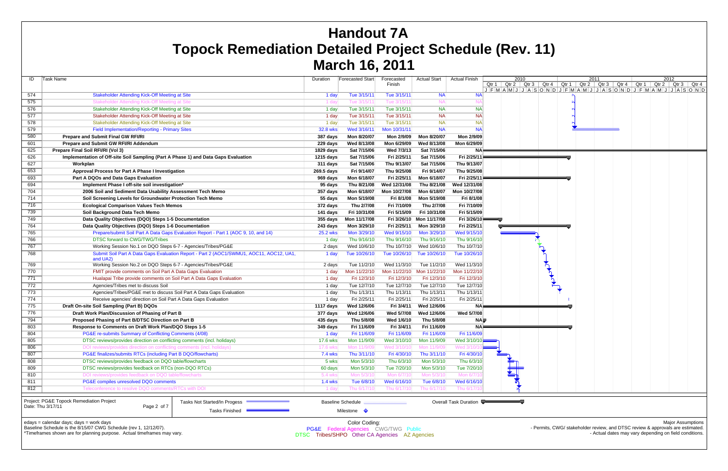# Handout 7A
# Topock Remediation Detailed Project Schedule (Rev. 11)
# March 16, 2011

| ID | Task Name | Duration | Forecasted Start | Forecasted Finish | Actual Start | Actual Finish |
|---|---|---|---|---|---|---|
| 574 | Stakeholder Attending Kick-Off Meeting at Site | 1 day | Tue 3/15/11 | Tue 3/15/11 | NA | NA |
| 575 | Stakeholder Attending Kick-Off Meeting at Site | 1 day | Tue 3/15/11 | Tue 3/15/11 | NA | NA |
| 576 | Stakeholder Attending Kick-Off Meeting at Site | 1 day | Tue 3/15/11 | Tue 3/15/11 | NA | NA |
| 577 | Stakeholder Attending Kick-Off Meeting at Site | 1 day | Tue 3/15/11 | Tue 3/15/11 | NA | NA |
| 578 | Stakeholder Attending Kick-Off Meeting at Site | 1 day | Tue 3/15/11 | Tue 3/15/11 | NA | NA |
| 579 | Field Implementation/Reporting - Primary Sites | 32.8 wks | Wed 3/16/11 | Mon 10/31/11 | NA | NA |
| 580 | **Prepare and Submit Final GW RFI/RI** | **387 days** | **Mon 8/20/07** | **Mon 2/9/09** | **Mon 8/20/07** | **Mon 2/9/09** |
| 601 | **Prepare and Submit GW RFI/RI Addendum** | **229 days** | **Wed 8/13/08** | **Mon 6/29/09** | **Wed 8/13/08** | **Mon 6/29/09** |
| 625 | **Prepare Final Soil RFI/RI (Vol 3)** | **1829 days** | **Sat 7/15/06** | **Wed 7/3/13** | **Sat 7/15/06** | **NA** |
| 626 | **Implementation of Off-site Soil Sampling (Part A Phase 1) and Data Gaps Evaluation** | **1215 days** | **Sat 7/15/06** | **Fri 2/25/11** | **Sat 7/15/06** | **Fri 2/25/11** |
| 627 | **Workplan** | **311 days** | **Sat 7/15/06** | **Thu 9/13/07** | **Sat 7/15/06** | **Thu 9/13/07** |
| 653 | **Approval Process for Part A Phase I Investigation** | **269.5 days** | **Fri 9/14/07** | **Thu 9/25/08** | **Fri 9/14/07** | **Thu 9/25/08** |
| 693 | **Part A DQOs and Data Gaps Evaluation** | **969 days** | **Mon 6/18/07** | **Fri 2/25/11** | **Mon 6/18/07** | **Fri 2/25/11** |
| 694 | **Implement Phase I off-site soil investigation*** | **95 days** | **Thu 8/21/08** | **Wed 12/31/08** | **Thu 8/21/08** | **Wed 12/31/08** |
| 704 | **2006 Soil and Sediment Data Usability Assessment Tech Memo** | **357 days** | **Mon 6/18/07** | **Mon 10/27/08** | **Mon 6/18/07** | **Mon 10/27/08** |
| 714 | **Soil Screening Levels for Groundwater Protection Tech Memo** | **55 days** | **Mon 5/19/08** | **Fri 8/1/08** | **Mon 5/19/08** | **Fri 8/1/08** |
| 716 | **Ecological Comparison Values Tech Memos** | **372 days** | **Thu 2/7/08** | **Fri 7/10/09** | **Thu 2/7/08** | **Fri 7/10/09** |
| 739 | **Soil Background Data Tech Memo** | **141 days** | **Fri 10/31/08** | **Fri 5/15/09** | **Fri 10/31/08** | **Fri 5/15/09** |
| 749 | **Data Quality Objectives (DQO) Steps 1-5 Documentation** | **355 days** | **Mon 11/17/08** | **Fri 3/26/10** | **Mon 11/17/08** | **Fri 3/26/10** |
| 764 | **Data Quality Objectives (DQO) Steps 1-6 Documentation** | **243 days** | **Mon 3/29/10** | **Fri 2/25/11** | **Mon 3/29/10** | **Fri 2/25/11** |
| 765 | Prepare/submit Soil Part A Data Gaps Evaluation Report - Part 1 (AOC 9, 10, and 14) | 25.2 wks | Mon 3/29/10 | Wed 9/15/10 | Mon 3/29/10 | Wed 9/15/10 |
| 766 | DTSC forward to CWG/TWG/Tribes | 1 day | Thu 9/16/10 | Thu 9/16/10 | Thu 9/16/10 | Thu 9/16/10 |
| 767 | Working Session No.1 on DQO Steps 6-7 - Agencies/Tribes/PG&E | 2 days | Wed 10/6/10 | Thu 10/7/10 | Wed 10/6/10 | Thu 10/7/10 |
| 768 | Submit Soil Part A Data Gaps Evaluation Report - Part 2 (AOC1/SWMU1, AOC11, AOC12, UA1, and UA2) | 1 day | Tue 10/26/10 | Tue 10/26/10 | Tue 10/26/10 | Tue 10/26/10 |
| 769 | Working Session No.2 on DQO Steps 6-7 - Agencies/Tribes/PG&E | 2 days | Tue 11/2/10 | Wed 11/3/10 | Tue 11/2/10 | Wed 11/3/10 |
| 770 | FMIT provide comments on Soil Part A Data Gaps Evaluation | 1 day | Mon 11/22/10 | Mon 11/22/10 | Mon 11/22/10 | Mon 11/22/10 |
| 771 | Hualapai Tribe provide comments on Soil Part A Data Gaps Evaluation | 1 day | Fri 12/3/10 | Fri 12/3/10 | Fri 12/3/10 | Fri 12/3/10 |
| 772 | Agencies/Tribes met to discuss Soil | 1 day | Tue 12/7/10 | Tue 12/7/10 | Tue 12/7/10 | Tue 12/7/10 |
| 773 | Agencies/Tribes/PG&E met to discuss Soil Part A Data Gaps Evaluation | 1 day | Thu 1/13/11 | Thu 1/13/11 | Thu 1/13/11 | Thu 1/13/11 |
| 774 | Receive agencies' direction on Soil Part A Data Gaps Evaluation | 1 day | Fri 2/25/11 | Fri 2/25/11 | Fri 2/25/11 | Fri 2/25/11 |
| 775 | **Draft On-site Soil Sampling (Part B) DQOs** | **1117 days** | **Wed 12/6/06** | **Fri 3/4/11** | **Wed 12/6/06** | **NA** |
| 776 | **Draft Work Plan/Discussion of Phasing of Part B** | **377 days** | **Wed 12/6/06** | **Wed 5/7/08** | **Wed 12/6/06** | **Wed 5/7/08** |
| 794 | **Proposed Phasing of Part B/DTSC Direction on Part B** | **435 days** | **Thu 5/8/08** | **Wed 1/6/10** | **Thu 5/8/08** | **NA** |
| 803 | **Response to Comments on Draft Work Plan/DQO Steps 1-5** | **349 days** | **Fri 11/6/09** | **Fri 3/4/11** | **Fri 11/6/09** | **NA** |
| 804 | PG&E re-submits Summary of Conflicting Comments (4/08) | 1 day | Fri 11/6/09 | Fri 11/6/09 | Fri 11/6/09 | Fri 11/6/09 |
| 805 | DTSC reviews/provides direction on conflicting comments (incl. holidays) | 17.6 wks | Mon 11/9/09 | Wed 3/10/10 | Mon 11/9/09 | Wed 3/10/10 |
| 806 | DOI reviews/provides direction on conflicting comments (incl. holidays) | 17.6 wks | Mon 11/9/09 | Wed 3/10/10 | Mon 11/9/09 | Wed 3/10/10 |
| 807 | PG&E finalizes/submits RTCs (including Part B DQO/flowcharts) | 7.4 wks | Thu 3/11/10 | Fri 4/30/10 | Thu 3/11/10 | Fri 4/30/10 |
| 808 | DTSC reviews/provides feedback on DQO table/flowcharts | 5 wks | Mon 5/3/10 | Thu 6/3/10 | Mon 5/3/10 | Thu 6/3/10 |
| 809 | DTSC reviews/provides feedback on RTCs (non-DQO RTCs) | 60 days | Mon 5/3/10 | Tue 7/20/10 | Mon 5/3/10 | Tue 7/20/10 |
| 810 | DOI reviews/provides feedback on DQO table/flowcharts | 5.4 wks | Mon 5/3/10 | Mon 6/7/10 | Mon 5/3/10 | Mon 6/7/10 |
| 811 | PG&E compiles unresolved DQO comments | 1.4 wks | Tue 6/8/10 | Wed 6/16/10 | Tue 6/8/10 | Wed 6/16/10 |
| 812 | Teleconference to resolve DQO comments/RTCs with DOI | 1 day | Thu 6/17/10 | Thu 6/17/10 | Thu 6/17/10 | Thu 6/17/10 |

Project: PG&E Topock Remediation Project
Date: Thu 3/17/11

Legend: Tasks Not Started/In Progess; Tasks Finished; Baseline Schedule; Milestone; Overall Task Duration

edays = calendar days; days = work days
Baseline Schedule is the 8/15/07 CWG Schedule (rev 1, 12/12/07).
*Timeframes shown are for planning purpose. Actual timeframes may vary.

Color Coding:
PG&E Federal Agencies CWG/TWG Public
DTSC Tribes/SHPO Other CA Agencies AZ Agencies

Major Assumptions
- Permits, CWG/ stakeholder review, and DTSC review & approvals are estimated.
- Actual dates may vary depending on field conditions.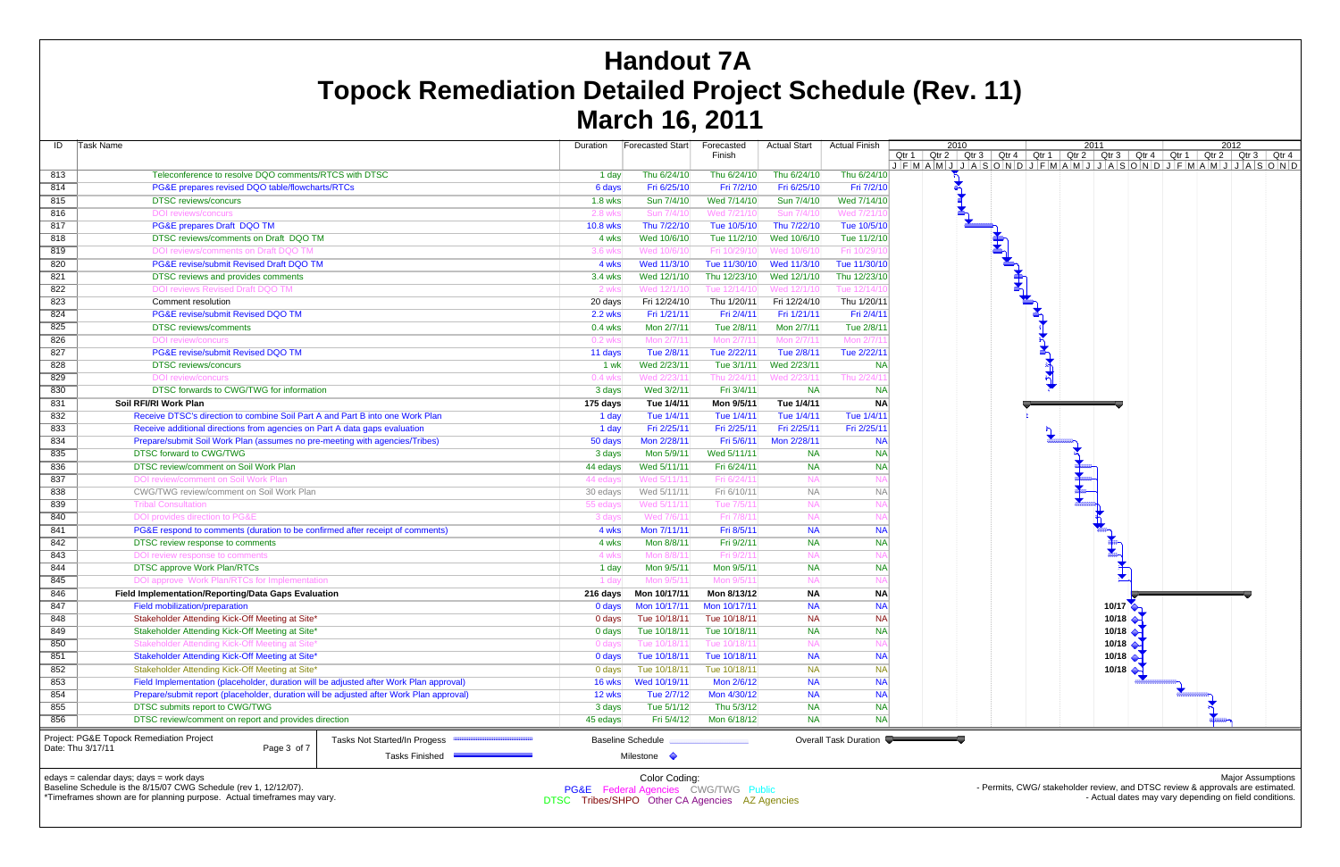# Handout 7A
# Topock Remediation Detailed Project Schedule (Rev. 11)
# March 16, 2011

| ID | Task Name | Duration | Forecasted Start | Forecasted Finish | Actual Start | Actual Finish |
|---|---|---|---|---|---|---|
| 813 | Teleconference to resolve DQO comments/RTCS with DTSC | 1 day | Thu 6/24/10 | Thu 6/24/10 | Thu 6/24/10 | Thu 6/24/10 |
| 814 | PG&E prepares revised DQO table/flowcharts/RTCs | 6 days | Fri 6/25/10 | Fri 7/2/10 | Fri 6/25/10 | Fri 7/2/10 |
| 815 | DTSC reviews/concurs | 1.8 wks | Sun 7/4/10 | Wed 7/14/10 | Sun 7/4/10 | Wed 7/14/10 |
| 816 | DOI reviews/concurs | 2.8 wks | Sun 7/4/10 | Wed 7/21/10 | Sun 7/4/10 | Wed 7/21/10 |
| 817 | PG&E prepares Draft DQO TM | 10.8 wks | Thu 7/22/10 | Tue 10/5/10 | Thu 7/22/10 | Tue 10/5/10 |
| 818 | DTSC reviews/comments on Draft DQO TM | 4 wks | Wed 10/6/10 | Tue 11/2/10 | Wed 10/6/10 | Tue 11/2/10 |
| 819 | DOI reviews/comments on Draft DQO TM | 3.6 wks | Wed 10/6/10 | Fri 10/29/10 | Wed 10/6/10 | Fri 10/29/10 |
| 820 | PG&E revise/submit Revised Draft DQO TM | 4 wks | Wed 11/3/10 | Tue 11/30/10 | Wed 11/3/10 | Tue 11/30/10 |
| 821 | DTSC reviews and provides comments | 3.4 wks | Wed 12/1/10 | Thu 12/23/10 | Wed 12/1/10 | Thu 12/23/10 |
| 822 | DOI reviews Revised Draft DQO TM | 2 wks | Wed 12/1/10 | Tue 12/14/10 | Wed 12/1/10 | Tue 12/14/10 |
| 823 | Comment resolution | 20 days | Fri 12/24/10 | Thu 1/20/11 | Fri 12/24/10 | Thu 1/20/11 |
| 824 | PG&E revise/submit Revised DQO TM | 2.2 wks | Fri 1/21/11 | Fri 2/4/11 | Fri 1/21/11 | Fri 2/4/11 |
| 825 | DTSC reviews/comments | 0.4 wks | Mon 2/7/11 | Tue 2/8/11 | Mon 2/7/11 | Tue 2/8/11 |
| 826 | DOI review/concurs | 0.2 wks | Mon 2/7/11 | Mon 2/7/11 | Mon 2/7/11 | Mon 2/7/11 |
| 827 | PG&E revise/submit Revised DQO TM | 11 days | Tue 2/8/11 | Tue 2/22/11 | Tue 2/8/11 | Tue 2/22/11 |
| 828 | DTSC reviews/concurs | 1 wk | Wed 2/23/11 | Tue 3/1/11 | Wed 2/23/11 | NA |
| 829 | DOI review/concurs | 0.4 wks | Wed 2/23/11 | Thu 2/24/11 | Wed 2/23/11 | Thu 2/24/11 |
| 830 | DTSC forwards to CWG/TWG for information | 3 days | Wed 3/2/11 | Fri 3/4/11 | NA | NA |
| 831 | **Soil RFI/RI Work Plan** | **175 days** | **Tue 1/4/11** | **Mon 9/5/11** | **Tue 1/4/11** | **NA** |
| 832 | Receive DTSC's direction to combine Soil Part A and Part B into one Work Plan | 1 day | Tue 1/4/11 | Tue 1/4/11 | Tue 1/4/11 | Tue 1/4/11 |
| 833 | Receive additional directions from agencies on Part A data gaps evaluation | 1 day | Fri 2/25/11 | Fri 2/25/11 | Fri 2/25/11 | Fri 2/25/11 |
| 834 | Prepare/submit Soil Work Plan (assumes no pre-meeting with agencies/Tribes) | 50 days | Mon 2/28/11 | Fri 5/6/11 | Mon 2/28/11 | NA |
| 835 | DTSC forward to CWG/TWG | 3 days | Mon 5/9/11 | Wed 5/11/11 | NA | NA |
| 836 | DTSC review/comment on Soil Work Plan | 44 edays | Wed 5/11/11 | Fri 6/24/11 | NA | NA |
| 837 | DOI review/comment on Soil Work Plan | 44 edays | Wed 5/11/11 | Fri 6/24/11 | NA | NA |
| 838 | CWG/TWG review/comment on Soil Work Plan | 30 edays | Wed 5/11/11 | Fri 6/10/11 | NA | NA |
| 839 | Tribal Consultation | 55 edays | Wed 5/11/11 | Tue 7/5/11 | NA | NA |
| 840 | DOI provides direction to PG&E | 3 days | Wed 7/6/11 | Fri 7/8/11 | NA | NA |
| 841 | PG&E respond to comments (duration to be confirmed after receipt of comments) | 4 wks | Mon 7/11/11 | Fri 8/5/11 | NA | NA |
| 842 | DTSC review response to comments | 4 wks | Mon 8/8/11 | Fri 9/2/11 | NA | NA |
| 843 | DOI review response to comments | 4 wks | Mon 8/8/11 | Fri 9/2/11 | NA | NA |
| 844 | DTSC approve Work Plan/RTCs | 1 day | Mon 9/5/11 | Mon 9/5/11 | NA | NA |
| 845 | DOI approve Work Plan/RTCs for Implementation | 1 day | Mon 9/5/11 | Mon 9/5/11 | NA | NA |
| 846 | **Field Implementation/Reporting/Data Gaps Evaluation** | **216 days** | **Mon 10/17/11** | **Mon 8/13/12** | **NA** | **NA** |
| 847 | Field mobilization/preparation | 0 days | Mon 10/17/11 | Mon 10/17/11 | NA | NA |
| 848 | Stakeholder Attending Kick-Off Meeting at Site* | 0 days | Tue 10/18/11 | Tue 10/18/11 | NA | NA |
| 849 | Stakeholder Attending Kick-Off Meeting at Site* | 0 days | Tue 10/18/11 | Tue 10/18/11 | NA | NA |
| 850 | Stakeholder Attending Kick-Off Meeting at Site* | 0 days | Tue 10/18/11 | Tue 10/18/11 | NA | NA |
| 851 | Stakeholder Attending Kick-Off Meeting at Site* | 0 days | Tue 10/18/11 | Tue 10/18/11 | NA | NA |
| 852 | Stakeholder Attending Kick-Off Meeting at Site* | 0 days | Tue 10/18/11 | Tue 10/18/11 | NA | NA |
| 853 | Field Implementation (placeholder, duration will be adjusted after Work Plan approval) | 16 wks | Wed 10/19/11 | Mon 2/6/12 | NA | NA |
| 854 | Prepare/submit report (placeholder, duration will be adjusted after Work Plan approval) | 12 wks | Tue 2/7/12 | Mon 4/30/12 | NA | NA |
| 855 | DTSC submits report to CWG/TWG | 3 days | Tue 5/1/12 | Thu 5/3/12 | NA | NA |
| 856 | DTSC review/comment on report and provides direction | 45 edays | Fri 5/4/12 | Mon 6/18/12 | NA | NA |

Project: PG&E Topock Remediation Project
Date: Thu 3/17/11

Legend: Tasks Not Started/In Progess; Tasks Finished; Baseline Schedule; Milestone; Overall Task Duration

edays = calendar days; days = work days
Baseline Schedule is the 8/15/07 CWG Schedule (rev 1, 12/12/07).
*Timeframes shown are for planning purpose. Actual timeframes may vary.

Color Coding:
PG&E Federal Agencies CWG/TWG Public
DTSC Tribes/SHPO Other CA Agencies AZ Agencies

Major Assumptions
- Permits, CWG/ stakeholder review, and DTSC review & approvals are estimated.
- Actual dates may vary depending on field conditions.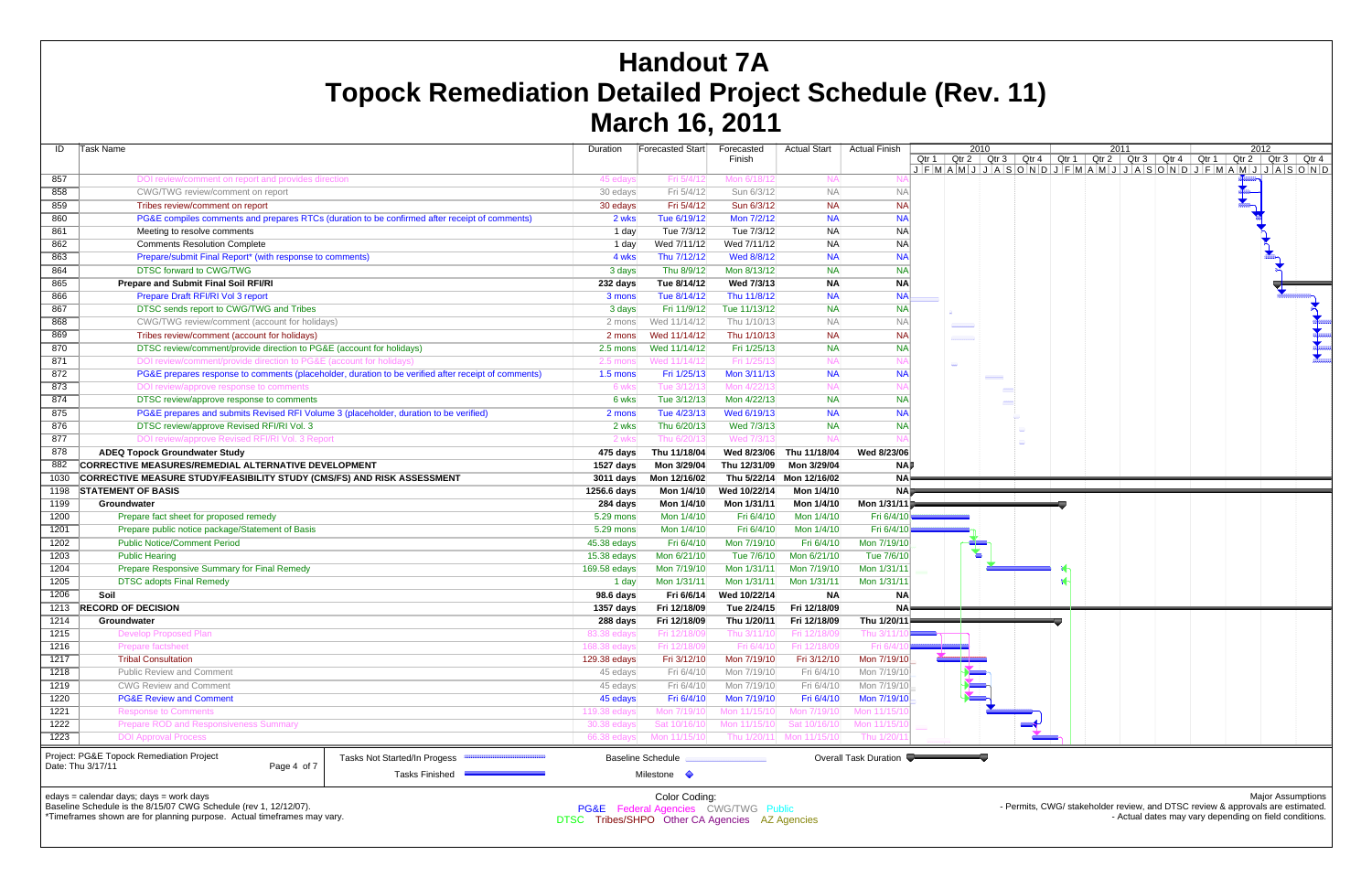# Handout 7A
# Topock Remediation Detailed Project Schedule (Rev. 11)
# March 16, 2011

| ID | Task Name | Duration | Forecasted Start | Forecasted Finish | Actual Start | Actual Finish |
|---|---|---|---|---|---|---|
| 857 | DOI review/comment on report and provides direction | 45 edays | Fri 5/4/12 | Mon 6/18/12 | NA | NA |
| 858 | CWG/TWG review/comment on report | 30 edays | Fri 5/4/12 | Sun 6/3/12 | NA | NA |
| 859 | Tribes review/comment on report | 30 edays | Fri 5/4/12 | Sun 6/3/12 | NA | NA |
| 860 | PG&E compiles comments and prepares RTCs (duration to be confirmed after receipt of comments) | 2 wks | Tue 6/19/12 | Mon 7/2/12 | NA | NA |
| 861 | Meeting to resolve comments | 1 day | Tue 7/3/12 | Tue 7/3/12 | NA | NA |
| 862 | Comments Resolution Complete | 1 day | Wed 7/11/12 | Wed 7/11/12 | NA | NA |
| 863 | Prepare/submit Final Report* (with response to comments) | 4 wks | Thu 7/12/12 | Wed 8/8/12 | NA | NA |
| 864 | DTSC forward to CWG/TWG | 3 days | Thu 8/9/12 | Mon 8/13/12 | NA | NA |
| 865 | **Prepare and Submit Final Soil RFI/RI** | **232 days** | **Tue 8/14/12** | **Wed 7/3/13** | **NA** | **NA** |
| 866 | Prepare Draft RFI/RI Vol 3 report | 3 mons | Tue 8/14/12 | Thu 11/8/12 | NA | NA |
| 867 | DTSC sends report to CWG/TWG and Tribes | 3 days | Fri 11/9/12 | Tue 11/13/12 | NA | NA |
| 868 | CWG/TWG review/comment (account for holidays) | 2 mons | Wed 11/14/12 | Thu 1/10/13 | NA | NA |
| 869 | Tribes review/comment (account for holidays) | 2 mons | Wed 11/14/12 | Thu 1/10/13 | NA | NA |
| 870 | DTSC review/comment/provide direction to PG&E (account for holidays) | 2.5 mons | Wed 11/14/12 | Fri 1/25/13 | NA | NA |
| 871 | DOI review/comment/provide direction to PG&E (account for holidays) | 2.5 mons | Wed 11/14/12 | Fri 1/25/13 | NA | NA |
| 872 | PG&E prepares response to comments (placeholder, duration to be verified after receipt of comments) | 1.5 mons | Fri 1/25/13 | Mon 3/11/13 | NA | NA |
| 873 | DOI review/approve response to comments | 6 wks | Tue 3/12/13 | Mon 4/22/13 | NA | NA |
| 874 | DTSC review/approve response to comments | 6 wks | Tue 3/12/13 | Mon 4/22/13 | NA | NA |
| 875 | PG&E prepares and submits Revised RFI Volume 3 (placeholder, duration to be verified) | 2 mons | Tue 4/23/13 | Wed 6/19/13 | NA | NA |
| 876 | DTSC review/approve Revised RFI/RI Vol. 3 | 2 wks | Thu 6/20/13 | Wed 7/3/13 | NA | NA |
| 877 | DOI review/approve Revised RFI/RI Vol. 3 Report | 2 wks | Thu 6/20/13 | Wed 7/3/13 | NA | NA |
| 878 | **ADEQ Topock Groundwater Study** | **475 days** | **Thu 11/18/04** | **Wed 8/23/06** | **Thu 11/18/04** | **Wed 8/23/06** |
| 882 | **CORRECTIVE MEASURES/REMEDIAL ALTERNATIVE DEVELOPMENT** | **1527 days** | **Mon 3/29/04** | **Thu 12/31/09** | **Mon 3/29/04** | **NA** |
| 1030 | **CORRECTIVE MEASURE STUDY/FEASIBILITY STUDY (CMS/FS) AND RISK ASSESSMENT** | **3011 days** | **Mon 12/16/02** | **Thu 5/22/14** | **Mon 12/16/02** | **NA** |
| 1198 | **STATEMENT OF BASIS** | **1256.6 days** | **Mon 1/4/10** | **Wed 10/22/14** | **Mon 1/4/10** | **NA** |
| 1199 | **Groundwater** | **284 days** | **Mon 1/4/10** | **Mon 1/31/11** | **Mon 1/4/10** | **Mon 1/31/11** |
| 1200 | Prepare fact sheet for proposed remedy | 5.29 mons | Mon 1/4/10 | Fri 6/4/10 | Mon 1/4/10 | Fri 6/4/10 |
| 1201 | Prepare public notice package/Statement of Basis | 5.29 mons | Mon 1/4/10 | Fri 6/4/10 | Mon 1/4/10 | Fri 6/4/10 |
| 1202 | Public Notice/Comment Period | 45.38 edays | Fri 6/4/10 | Mon 7/19/10 | Fri 6/4/10 | Mon 7/19/10 |
| 1203 | Public Hearing | 15.38 edays | Mon 6/21/10 | Tue 7/6/10 | Mon 6/21/10 | Tue 7/6/10 |
| 1204 | Prepare Responsive Summary for Final Remedy | 169.58 edays | Mon 7/19/10 | Mon 1/31/11 | Mon 7/19/10 | Mon 1/31/11 |
| 1205 | DTSC adopts Final Remedy | 1 day | Mon 1/31/11 | Mon 1/31/11 | Mon 1/31/11 | Mon 1/31/11 |
| 1206 | **Soil** | **98.6 days** | **Fri 6/6/14** | **Wed 10/22/14** | **NA** | **NA** |
| 1213 | **RECORD OF DECISION** | **1357 days** | **Fri 12/18/09** | **Tue 2/24/15** | **Fri 12/18/09** | **NA** |
| 1214 | **Groundwater** | **288 days** | **Fri 12/18/09** | **Thu 1/20/11** | **Fri 12/18/09** | **Thu 1/20/11** |
| 1215 | Develop Proposed Plan | 83.38 edays | Fri 12/18/09 | Thu 3/11/10 | Fri 12/18/09 | Thu 3/11/10 |
| 1216 | Prepare factsheet | 168.38 edays | Fri 12/18/09 | Fri 6/4/10 | Fri 12/18/09 | Fri 6/4/10 |
| 1217 | Tribal Consultation | 129.38 edays | Fri 3/12/10 | Mon 7/19/10 | Fri 3/12/10 | Mon 7/19/10 |
| 1218 | Public Review and Comment | 45 edays | Fri 6/4/10 | Mon 7/19/10 | Fri 6/4/10 | Mon 7/19/10 |
| 1219 | CWG Review and Comment | 45 edays | Fri 6/4/10 | Mon 7/19/10 | Fri 6/4/10 | Mon 7/19/10 |
| 1220 | PG&E Review and Comment | 45 edays | Fri 6/4/10 | Mon 7/19/10 | Fri 6/4/10 | Mon 7/19/10 |
| 1221 | Response to Comments | 119.38 edays | Mon 7/19/10 | Mon 11/15/10 | Mon 7/19/10 | Mon 11/15/10 |
| 1222 | Prepare ROD and Responsiveness Summary | 30.38 edays | Sat 10/16/10 | Mon 11/15/10 | Sat 10/16/10 | Mon 11/15/10 |
| 1223 | DOI Approval Process | 66.38 edays | Mon 11/15/10 | Thu 1/20/11 | Mon 11/15/10 | Thu 1/20/11 |

Project: PG&E Topock Remediation Project
Date: Thu 3/17/11

Legend: Tasks Not Started/In Progress; Tasks Finished; Baseline Schedule; Milestone; Overall Task Duration

edays = calendar days; days = work days
Baseline Schedule is the 8/15/07 CWG Schedule (rev 1, 12/12/07).
*Timeframes shown are for planning purpose. Actual timeframes may vary.

Color Coding:
PG&E Federal Agencies CWG/TWG Public
DTSC Tribes/SHPO Other CA Agencies AZ Agencies

Major Assumptions
- Permits, CWG/ stakeholder review, and DTSC review & approvals are estimated.
- Actual dates may vary depending on field conditions.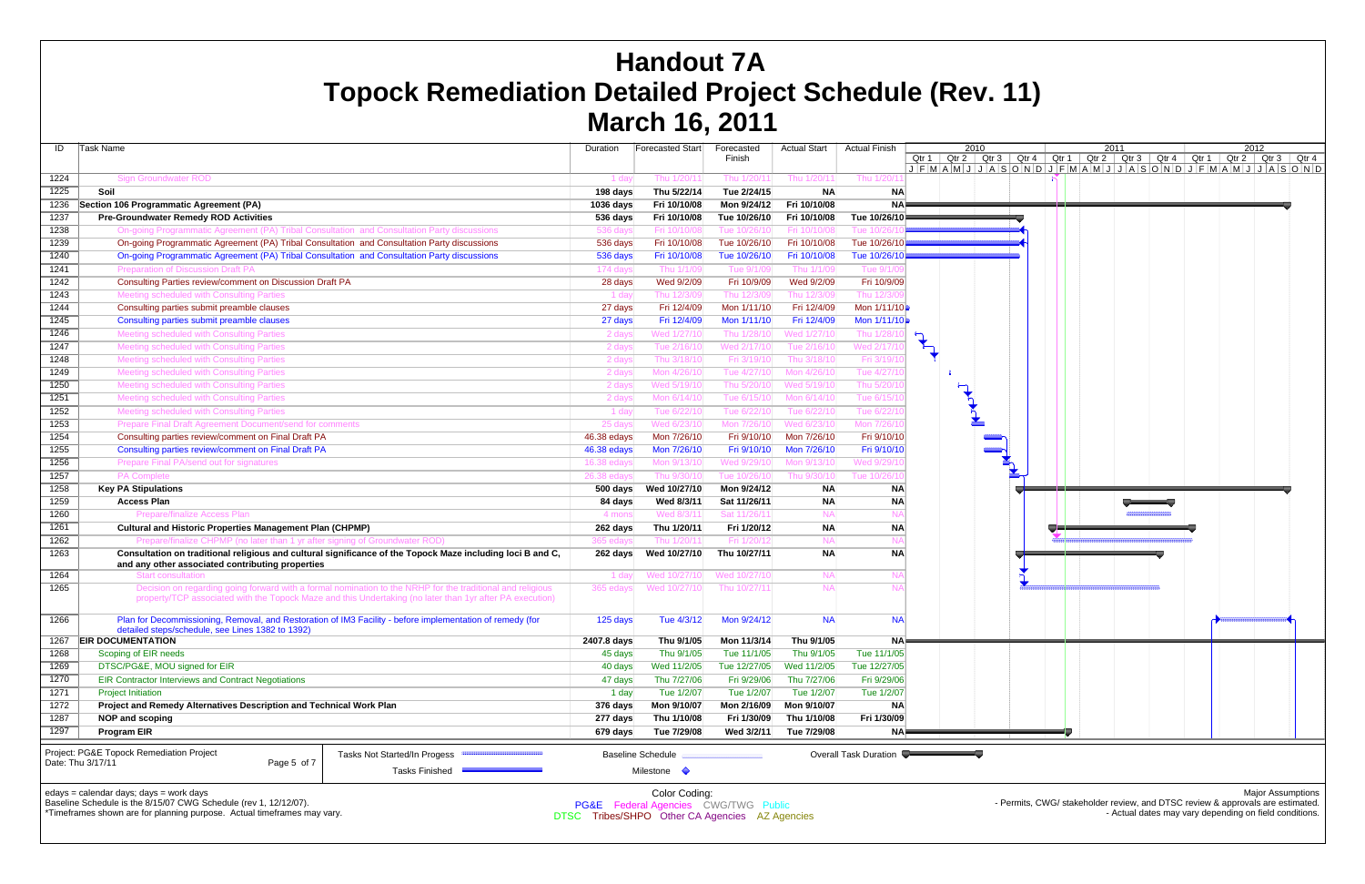# Handout 7A

# Topock Remediation Detailed Project Schedule (Rev. 11)

# March 16, 2011

| ID | Task Name | Duration | Forecasted Start | Forecasted Finish | Actual Start | Actual Finish |
|---|---|---|---|---|---|---|
| 1224 | Sign Groundwater ROD | 1 day | Thu 1/20/11 | Thu 1/20/11 | Thu 1/20/11 | Thu 1/20/11 |
| 1225 | **Soil** | **198 days** | **Thu 5/22/14** | **Tue 2/24/15** | **NA** | **NA** |
| 1236 | **Section 106 Programmatic Agreement (PA)** | **1036 days** | **Fri 10/10/08** | **Mon 9/24/12** | **Fri 10/10/08** | **NA** |
| 1237 | **Pre-Groundwater Remedy ROD Activities** | **536 days** | **Fri 10/10/08** | **Tue 10/26/10** | **Fri 10/10/08** | **Tue 10/26/10** |
| 1238 | On-going Programmatic Agreement (PA) Tribal Consultation and Consultation Party discussions | 536 days | Fri 10/10/08 | Tue 10/26/10 | Fri 10/10/08 | Tue 10/26/10 |
| 1239 | On-going Programmatic Agreement (PA) Tribal Consultation and Consultation Party discussions | 536 days | Fri 10/10/08 | Tue 10/26/10 | Fri 10/10/08 | Tue 10/26/10 |
| 1240 | On-going Programmatic Agreement (PA) Tribal Consultation and Consultation Party discussions | 536 days | Fri 10/10/08 | Tue 10/26/10 | Fri 10/10/08 | Tue 10/26/10 |
| 1241 | Preparation of Discussion Draft PA | 174 days | Thu 1/1/09 | Tue 9/1/09 | Thu 1/1/09 | Tue 9/1/09 |
| 1242 | Consulting Parties review/comment on Discussion Draft PA | 28 days | Wed 9/2/09 | Fri 10/9/09 | Wed 9/2/09 | Fri 10/9/09 |
| 1243 | Meeting scheduled with Consulting Parties | 1 day | Thu 12/3/09 | Thu 12/3/09 | Thu 12/3/09 | Thu 12/3/09 |
| 1244 | Consulting parties submit preamble clauses | 27 days | Fri 12/4/09 | Mon 1/11/10 | Fri 12/4/09 | Mon 1/11/10 |
| 1245 | Consulting parties submit preamble clauses | 27 days | Fri 12/4/09 | Mon 1/11/10 | Fri 12/4/09 | Mon 1/11/10 |
| 1246 | Meeting scheduled with Consulting Parties | 2 days | Wed 1/27/10 | Thu 1/28/10 | Wed 1/27/10 | Thu 1/28/10 |
| 1247 | Meeting scheduled with Consulting Parties | 2 days | Tue 2/16/10 | Wed 2/17/10 | Tue 2/16/10 | Wed 2/17/10 |
| 1248 | Meeting scheduled with Consulting Parties | 2 days | Thu 3/18/10 | Fri 3/19/10 | Thu 3/18/10 | Fri 3/19/10 |
| 1249 | Meeting scheduled with Consulting Parties | 2 days | Mon 4/26/10 | Tue 4/27/10 | Mon 4/26/10 | Tue 4/27/10 |
| 1250 | Meeting scheduled with Consulting Parties | 2 days | Wed 5/19/10 | Thu 5/20/10 | Wed 5/19/10 | Thu 5/20/10 |
| 1251 | Meeting scheduled with Consulting Parties | 2 days | Mon 6/14/10 | Tue 6/15/10 | Mon 6/14/10 | Tue 6/15/10 |
| 1252 | Meeting scheduled with Consulting Parties | 1 day | Tue 6/22/10 | Tue 6/22/10 | Tue 6/22/10 | Tue 6/22/10 |
| 1253 | Prepare Final Draft Agreement Document/send for comments | 25 days | Wed 6/23/10 | Mon 7/26/10 | Wed 6/23/10 | Mon 7/26/10 |
| 1254 | Consulting parties review/comment on Final Draft PA | 46.38 edays | Mon 7/26/10 | Fri 9/10/10 | Mon 7/26/10 | Fri 9/10/10 |
| 1255 | Consulting parties review/comment on Final Draft PA | 46.38 edays | Mon 7/26/10 | Fri 9/10/10 | Mon 7/26/10 | Fri 9/10/10 |
| 1256 | Prepare Final PA/send out for signatures | 16.38 edays | Mon 9/13/10 | Wed 9/29/10 | Mon 9/13/10 | Wed 9/29/10 |
| 1257 | PA Complete | 26.38 edays | Thu 9/30/10 | Tue 10/26/10 | Thu 9/30/10 | Tue 10/26/10 |
| 1258 | **Key PA Stipulations** | **500 days** | **Wed 10/27/10** | **Mon 9/24/12** | **NA** | **NA** |
| 1259 | **Access Plan** | **84 days** | **Wed 8/3/11** | **Sat 11/26/11** | **NA** | **NA** |
| 1260 | Prepare/finalize Access Plan | 4 mons | Wed 8/3/11 | Sat 11/26/11 | NA | NA |
| 1261 | **Cultural and Historic Properties Management Plan (CHPMP)** | **262 days** | **Thu 1/20/11** | **Fri 1/20/12** | **NA** | **NA** |
| 1262 | Prepare/finalize CHPMP (no later than 1 yr after signing of Groundwater ROD) | 365 edays | Thu 1/20/11 | Fri 1/20/12 | NA | NA |
| 1263 | **Consultation on traditional religious and cultural significance of the Topock Maze including loci B and C, and any other associated contributing properties** | **262 days** | **Wed 10/27/10** | **Thu 10/27/11** | **NA** | **NA** |
| 1264 | Start consultation | 1 day | Wed 10/27/10 | Wed 10/27/10 | NA | NA |
| 1265 | Decision on regarding going forward with a formal nomination to the NRHP for the traditional and religious property/TCP associated with the Topock Maze and this Undertaking (no later than 1yr after PA execution) | 365 edays | Wed 10/27/10 | Thu 10/27/11 | NA | NA |
| 1266 | Plan for Decommissioning, Removal, and Restoration of IM3 Facility - before implementation of remedy (for detailed steps/schedule, see Lines 1382 to 1392) | 125 days | Tue 4/3/12 | Mon 9/24/12 | NA | NA |
| 1267 | **EIR DOCUMENTATION** | **2407.8 days** | **Thu 9/1/05** | **Mon 11/3/14** | **Thu 9/1/05** | **NA** |
| 1268 | Scoping of EIR needs | 45 days | Thu 9/1/05 | Tue 11/1/05 | Thu 9/1/05 | Tue 11/1/05 |
| 1269 | DTSC/PG&E, MOU signed for EIR | 40 days | Wed 11/2/05 | Tue 12/27/05 | Wed 11/2/05 | Tue 12/27/05 |
| 1270 | EIR Contractor Interviews and Contract Negotiations | 47 days | Thu 7/27/06 | Fri 9/29/06 | Thu 7/27/06 | Fri 9/29/06 |
| 1271 | Project Initiation | 1 day | Tue 1/2/07 | Tue 1/2/07 | Tue 1/2/07 | Tue 1/2/07 |
| 1272 | **Project and Remedy Alternatives Description and Technical Work Plan** | **376 days** | **Mon 9/10/07** | **Mon 2/16/09** | **Mon 9/10/07** | **NA** |
| 1287 | **NOP and scoping** | **277 days** | **Thu 1/10/08** | **Fri 1/30/09** | **Thu 1/10/08** | **Fri 1/30/09** |
| 1297 | **Program EIR** | **679 days** | **Tue 7/29/08** | **Wed 3/2/11** | **Tue 7/29/08** | **NA** |

Project: PG&E Topock Remediation Project
Date: Thu 3/17/11

Legend: Tasks Not Started/In Progess; Tasks Finished; Baseline Schedule; Milestone; Overall Task Duration

edays = calendar days; days = work days
Baseline Schedule is the 8/15/07 CWG Schedule (rev 1, 12/12/07).
*Timeframes shown are for planning purpose. Actual timeframes may vary.

Color Coding:
PG&E Federal Agencies CWG/TWG Public
DTSC Tribes/SHPO Other CA Agencies AZ Agencies

Major Assumptions
- Permits, CWG/ stakeholder review, and DTSC review & approvals are estimated.
- Actual dates may vary depending on field conditions.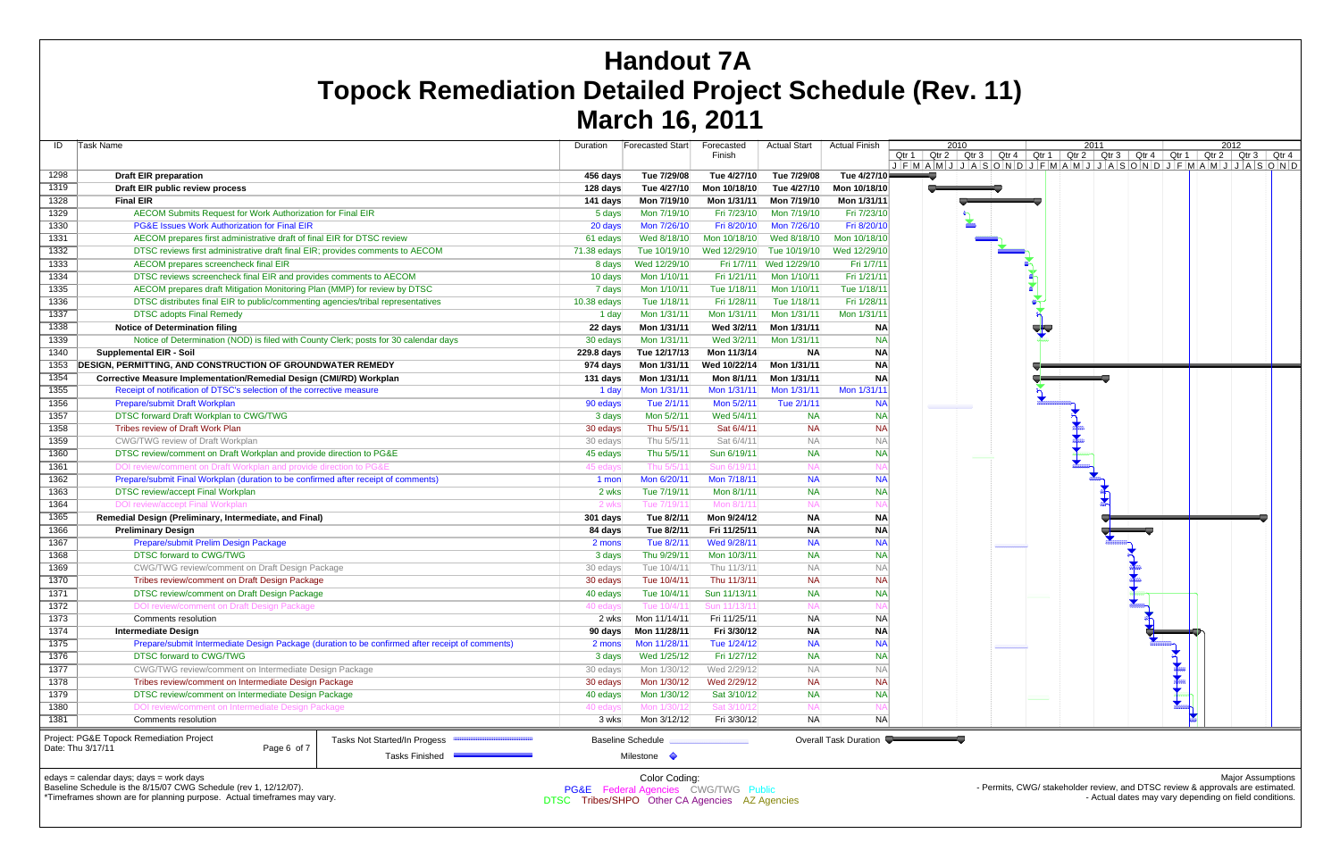# Handout 7A
# Topock Remediation Detailed Project Schedule (Rev. 11)
# March 16, 2011

| ID | Task Name | Duration | Forecasted Start | Forecasted Finish | Actual Start | Actual Finish |
|---|---|---|---|---|---|---|
| 1298 | **Draft EIR preparation** | **456 days** | **Tue 7/29/08** | **Tue 4/27/10** | **Tue 7/29/08** | **Tue 4/27/10** |
| 1319 | **Draft EIR public review process** | **128 days** | **Tue 4/27/10** | **Mon 10/18/10** | **Tue 4/27/10** | **Mon 10/18/10** |
| 1328 | **Final EIR** | **141 days** | **Mon 7/19/10** | **Mon 1/31/11** | **Mon 7/19/10** | **Mon 1/31/11** |
| 1329 | AECOM Submits Request for Work Authorization for Final EIR | 5 days | Mon 7/19/10 | Fri 7/23/10 | Mon 7/19/10 | Fri 7/23/10 |
| 1330 | PG&E Issues Work Authorization for Final EIR | 20 days | Mon 7/26/10 | Fri 8/20/10 | Mon 7/26/10 | Fri 8/20/10 |
| 1331 | AECOM prepares first administrative draft of final EIR for DTSC review | 61 edays | Wed 8/18/10 | Mon 10/18/10 | Wed 8/18/10 | Mon 10/18/10 |
| 1332 | DTSC reviews first administrative draft final EIR; provides comments to AECOM | 71.38 edays | Tue 10/19/10 | Wed 12/29/10 | Tue 10/19/10 | Wed 12/29/10 |
| 1333 | AECOM prepares screencheck final EIR | 8 days | Wed 12/29/10 | Fri 1/7/11 | Wed 12/29/10 | Fri 1/7/11 |
| 1334 | DTSC reviews screencheck final EIR and provides comments to AECOM | 10 days | Mon 1/10/11 | Fri 1/21/11 | Mon 1/10/11 | Fri 1/21/11 |
| 1335 | AECOM prepares draft Mitigation Monitoring Plan (MMP) for review by DTSC | 7 days | Mon 1/10/11 | Tue 1/18/11 | Mon 1/10/11 | Tue 1/18/11 |
| 1336 | DTSC distributes final EIR to public/commenting agencies/tribal representatives | 10.38 edays | Tue 1/18/11 | Fri 1/28/11 | Tue 1/18/11 | Fri 1/28/11 |
| 1337 | DTSC adopts Final Remedy | 1 day | Mon 1/31/11 | Mon 1/31/11 | Mon 1/31/11 | Mon 1/31/11 |
| 1338 | **Notice of Determination filing** | **22 days** | **Mon 1/31/11** | **Wed 3/2/11** | **Mon 1/31/11** | **NA** |
| 1339 | Notice of Determination (NOD) is filed with County Clerk; posts for 30 calendar days | 30 edays | Mon 1/31/11 | Wed 3/2/11 | Mon 1/31/11 | NA |
| 1340 | **Supplemental EIR - Soil** | **229.8 days** | **Tue 12/17/13** | **Mon 11/3/14** | **NA** | **NA** |
| 1353 | **DESIGN, PERMITTING, AND CONSTRUCTION OF GROUNDWATER REMEDY** | **974 days** | **Mon 1/31/11** | **Wed 10/22/14** | **Mon 1/31/11** | **NA** |
| 1354 | **Corrective Measure Implementation/Remedial Design (CMI/RD) Workplan** | **131 days** | **Mon 1/31/11** | **Mon 8/1/11** | **Mon 1/31/11** | **NA** |
| 1355 | Receipt of notification of DTSC's selection of the corrective measure | 1 day | Mon 1/31/11 | Mon 1/31/11 | Mon 1/31/11 | Mon 1/31/11 |
| 1356 | Prepare/submit Draft Workplan | 90 edays | Tue 2/1/11 | Mon 5/2/11 | Tue 2/1/11 | NA |
| 1357 | DTSC forward Draft Workplan to CWG/TWG | 3 days | Mon 5/2/11 | Wed 5/4/11 | NA | NA |
| 1358 | Tribes review of Draft Work Plan | 30 edays | Thu 5/5/11 | Sat 6/4/11 | NA | NA |
| 1359 | CWG/TWG review of Draft Workplan | 30 edays | Thu 5/5/11 | Sat 6/4/11 | NA | NA |
| 1360 | DTSC review/comment on Draft Workplan and provide direction to PG&E | 45 edays | Thu 5/5/11 | Sun 6/19/11 | NA | NA |
| 1361 | DOI review/comment on Draft Workplan and provide direction to PG&E | 45 edays | Thu 5/5/11 | Sun 6/19/11 | NA | NA |
| 1362 | Prepare/submit Final Workplan (duration to be confirmed after receipt of comments) | 1 mon | Mon 6/20/11 | Mon 7/18/11 | NA | NA |
| 1363 | DTSC review/accept Final Workplan | 2 wks | Tue 7/19/11 | Mon 8/1/11 | NA | NA |
| 1364 | DOI review/accept Final Workplan | 2 wks | Tue 7/19/11 | Mon 8/1/11 | NA | NA |
| 1365 | **Remedial Design (Preliminary, Intermediate, and Final)** | **301 days** | **Tue 8/2/11** | **Mon 9/24/12** | **NA** | **NA** |
| 1366 | **Preliminary Design** | **84 days** | **Tue 8/2/11** | **Fri 11/25/11** | **NA** | **NA** |
| 1367 | Prepare/submit Prelim Design Package | 2 mons | Tue 8/2/11 | Wed 9/28/11 | NA | NA |
| 1368 | DTSC forward to CWG/TWG | 3 days | Thu 9/29/11 | Mon 10/3/11 | NA | NA |
| 1369 | CWG/TWG review/comment on Draft Design Package | 30 edays | Tue 10/4/11 | Thu 11/3/11 | NA | NA |
| 1370 | Tribes review/comment on Draft Design Package | 30 edays | Tue 10/4/11 | Thu 11/3/11 | NA | NA |
| 1371 | DTSC review/comment on Draft Design Package | 40 edays | Tue 10/4/11 | Sun 11/13/11 | NA | NA |
| 1372 | DOI review/comment on Draft Design Package | 40 edays | Tue 10/4/11 | Sun 11/13/11 | NA | NA |
| 1373 | Comments resolution | 2 wks | Mon 11/14/11 | Fri 11/25/11 | NA | NA |
| 1374 | **Intermediate Design** | **90 days** | **Mon 11/28/11** | **Fri 3/30/12** | **NA** | **NA** |
| 1375 | Prepare/submit Intermediate Design Package (duration to be confirmed after receipt of comments) | 2 mons | Mon 11/28/11 | Tue 1/24/12 | NA | NA |
| 1376 | DTSC forward to CWG/TWG | 3 days | Wed 1/25/12 | Fri 1/27/12 | NA | NA |
| 1377 | CWG/TWG review/comment on Intermediate Design Package | 30 edays | Mon 1/30/12 | Wed 2/29/12 | NA | NA |
| 1378 | Tribes review/comment on Intermediate Design Package | 30 edays | Mon 1/30/12 | Wed 2/29/12 | NA | NA |
| 1379 | DTSC review/comment on Intermediate Design Package | 40 edays | Mon 1/30/12 | Sat 3/10/12 | NA | NA |
| 1380 | DOI review/comment on Intermediate Design Package | 40 edays | Mon 1/30/12 | Sat 3/10/12 | NA | NA |
| 1381 | Comments resolution | 3 wks | Mon 3/12/12 | Fri 3/30/12 | NA | NA |

Project: PG&E Topock Remediation Project
Date: Thu 3/17/11

Legend: Tasks Not Started/In Progess; Tasks Finished; Baseline Schedule; Milestone; Overall Task Duration

edays = calendar days; days = work days
Baseline Schedule is the 8/15/07 CWG Schedule (rev 1, 12/12/07).
*Timeframes shown are for planning purpose. Actual timeframes may vary.

Color Coding:
PG&E  Federal Agencies  CWG/TWG  Public
DTSC  Tribes/SHPO  Other CA Agencies  AZ Agencies

Major Assumptions
- Permits, CWG/ stakeholder review, and DTSC review & approvals are estimated.
- Actual dates may vary depending on field conditions.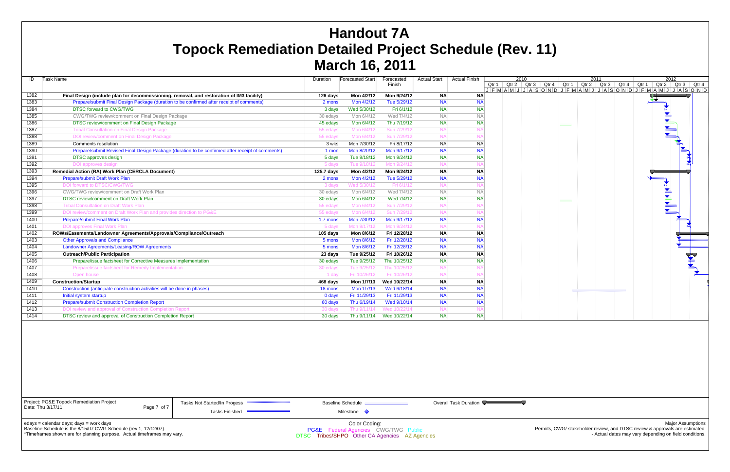# Handout 7A
# Topock Remediation Detailed Project Schedule (Rev. 11)
# March 16, 2011

| ID | Task Name | Duration | Forecasted Start | Forecasted Finish | Actual Start | Actual Finish |
|---|---|---|---|---|---|---|
| 1382 | **Final Design (include plan for decommissioning, removal, and restoration of IM3 facility)** | **126 days** | **Mon 4/2/12** | **Mon 9/24/12** | **NA** | **NA** |
| 1383 | Prepare/submit Final Design Package (duration to be confirmed after receipt of comments) | 2 mons | Mon 4/2/12 | Tue 5/29/12 | NA | NA |
| 1384 | DTSC forward to CWG/TWG | 3 days | Wed 5/30/12 | Fri 6/1/12 | NA | NA |
| 1385 | CWG/TWG review/comment on Final Design Package | 30 edays | Mon 6/4/12 | Wed 7/4/12 | NA | NA |
| 1386 | DTSC review/comment on Final Design Package | 45 edays | Mon 6/4/12 | Thu 7/19/12 | NA | NA |
| 1387 | Tribal Consultation on Final Design Package | 55 edays | Mon 6/4/12 | Sun 7/29/12 | NA | NA |
| 1388 | DOI review/comment on Final Design Package | 55 edays | Mon 6/4/12 | Sun 7/29/12 | NA | NA |
| 1389 | Comments resolution | 3 wks | Mon 7/30/12 | Fri 8/17/12 | NA | NA |
| 1390 | Prepare/submit Revised Final Design Package (duration to be confirmed after receipt of comments) | 1 mon | Mon 8/20/12 | Mon 9/17/12 | NA | NA |
| 1391 | DTSC approves design | 5 days | Tue 9/18/12 | Mon 9/24/12 | NA | NA |
| 1392 | DOI approves design | 5 days | Tue 9/18/12 | Mon 9/24/12 | NA | NA |
| 1393 | **Remedial Action (RA) Work Plan (CERCLA Document)** | **125.7 days** | **Mon 4/2/12** | **Mon 9/24/12** | **NA** | **NA** |
| 1394 | Prepare/submit Draft Work Plan | 2 mons | Mon 4/2/12 | Tue 5/29/12 | NA | NA |
| 1395 | DOI forward to DTSC/CWG/TWG | 3 days | Wed 5/30/12 | Fri 6/1/12 | NA | NA |
| 1396 | CWG/TWG review/comment on Draft Work Plan | 30 edays | Mon 6/4/12 | Wed 7/4/12 | NA | NA |
| 1397 | DTSC review/comment on Draft Work Plan | 30 edays | Mon 6/4/12 | Wed 7/4/12 | NA | NA |
| 1398 | Tribal Consultation on Draft Work Plan | 55 edays | Mon 6/4/12 | Sun 7/29/12 | NA | NA |
| 1399 | DOI review/comment on Draft Work Plan and provides direction to PG&E | 55 edays | Mon 6/4/12 | Sun 7/29/12 | NA | NA |
| 1400 | Prepare/submit Final Work Plan | 1.7 mons | Mon 7/30/12 | Mon 9/17/12 | NA | NA |
| 1401 | DOI approves Final Work Plan | 5 days | Mon 9/17/12 | Mon 9/24/12 | NA | NA |
| 1402 | **ROWs/Easements/Landowner Agreements/Approvals/Compliance/Outreach** | **105 days** | **Mon 8/6/12** | **Fri 12/28/12** | **NA** | **NA** |
| 1403 | Other Approvals and Compliance | 5 mons | Mon 8/6/12 | Fri 12/28/12 | NA | NA |
| 1404 | Landowner Agreements/Leasing/ROW Agreements | 5 mons | Mon 8/6/12 | Fri 12/28/12 | NA | NA |
| 1405 | **Outreach/Public Participation** | **23 days** | **Tue 9/25/12** | **Fri 10/26/12** | **NA** | **NA** |
| 1406 | Prepare/issue factsheet for Corrective Measures Implementation | 30 edays | Tue 9/25/12 | Thu 10/25/12 | NA | NA |
| 1407 | Prepare/issue factsheet for Remedy Implementation | 30 edays | Tue 9/25/12 | Thu 10/25/12 | NA | NA |
| 1408 | Open house | 1 day | Fri 10/26/12 | Fri 10/26/12 | NA | NA |
| 1409 | **Construction/Startup** | **468 days** | **Mon 1/7/13** | **Wed 10/22/14** | **NA** | **NA** |
| 1410 | Construction (anticipate construction activities will be done in phases) | 18 mons | Mon 1/7/13 | Wed 6/18/14 | NA | NA |
| 1411 | Initial system startup | 0 days | Fri 11/29/13 | Fri 11/29/13 | NA | NA |
| 1412 | Prepare/submit Construction Completion Report | 60 days | Thu 6/19/14 | Wed 9/10/14 | NA | NA |
| 1413 | DOI review and approval of Construction Completion Report | 30 days | Thu 9/11/14 | Wed 10/22/14 | NA | NA |
| 1414 | DTSC review and approval of Construction Completion Report | 30 days | Thu 9/11/14 | Wed 10/22/14 | NA | NA |

2010 | 2011 | 2012
Qtr 1 | Qtr 2 | Qtr 3 | Qtr 4 | Qtr 1 | Qtr 2 | Qtr 3 | Qtr 4 | Qtr 1 | Qtr 2 | Qtr 3 | Qtr 4
J F M A M J J A S O N D J F M A M J J A S O N D J F M A M J J A S O N D

Project: PG&E Topock Remediation Project
Date: Thu 3/17/11

Tasks Not Started/In Progess
Tasks Finished
Baseline Schedule
Milestone
Overall Task Duration

edays = calendar days; days = work days
Baseline Schedule is the 8/15/07 CWG Schedule (rev 1, 12/12/07).
*Timeframes shown are for planning purpose. Actual timeframes may vary.

Color Coding:
PG&E Federal Agencies CWG/TWG Public
DTSC Tribes/SHPO Other CA Agencies AZ Agencies

Major Assumptions
- Permits, CWG/ stakeholder review, and DTSC review & approvals are estimated.
- Actual dates may vary depending on field conditions.